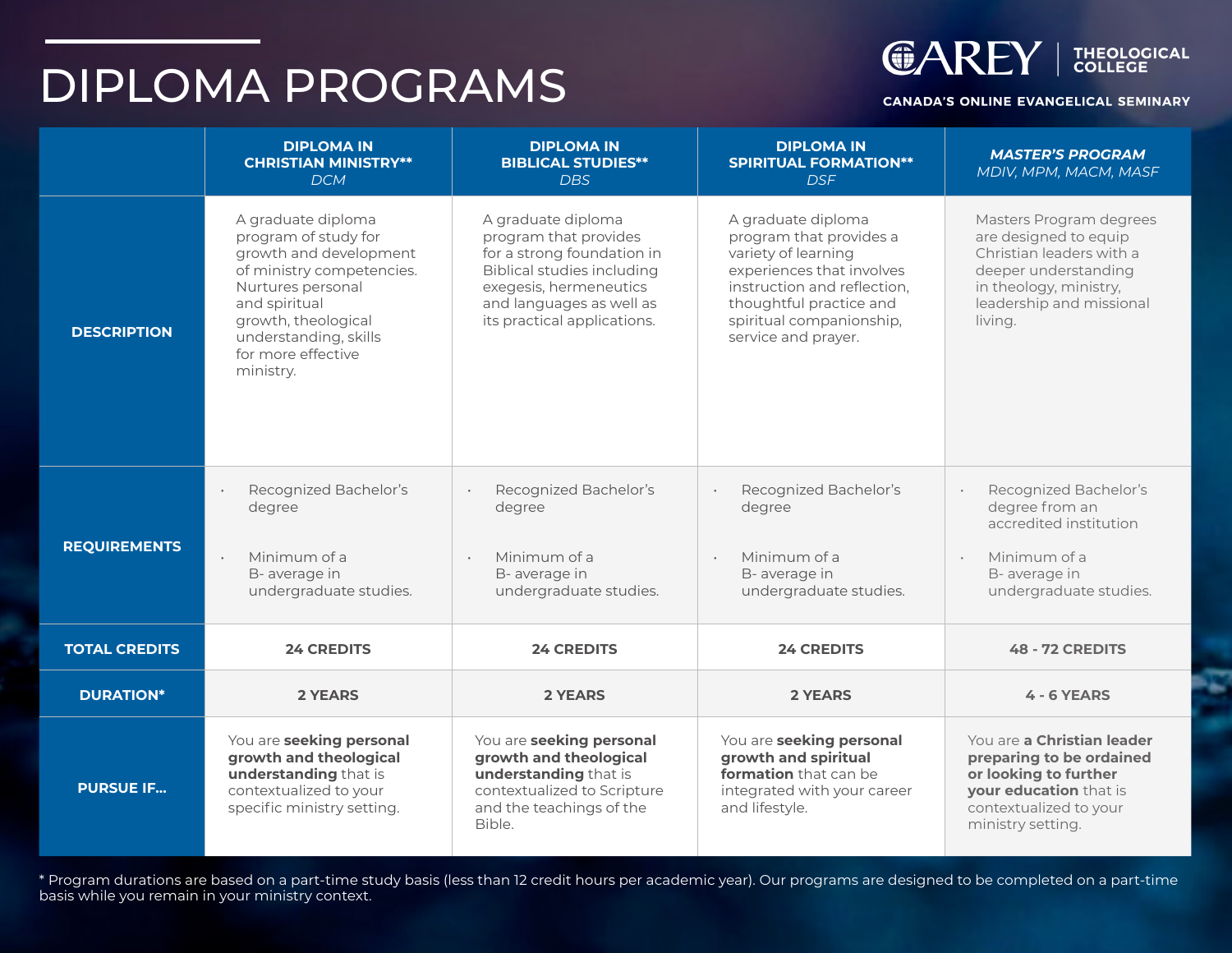# DIPLOMA PROGRAMS

**CAREY** THEOLOGICAL COLLEGE

CANADA'S ONLINE EVANGELICAL SEMINARY

| | **DIPLOMA IN CHRISTIAN MINISTRY**** *DCM* | **DIPLOMA IN BIBLICAL STUDIES**** *DBS* | **DIPLOMA IN SPIRITUAL FORMATION**** *DSF* | ***MASTER'S PROGRAM*** *MDIV, MPM, MACM, MASF* |
|---|---|---|---|---|
| **DESCRIPTION** | A graduate diploma program of study for growth and development of ministry competencies. Nurtures personal and spiritual growth, theological understanding, skills for more effective ministry. | A graduate diploma program that provides for a strong foundation in Biblical studies including exegesis, hermeneutics and languages as well as its practical applications. | A graduate diploma program that provides a variety of learning experiences that involves instruction and reflection, thoughtful practice and spiritual companionship, service and prayer. | Masters Program degrees are designed to equip Christian leaders with a deeper understanding in theology, ministry, leadership and missional living. |
| **REQUIREMENTS** | • Recognized Bachelor's degree<br>• Minimum of a B- average in undergraduate studies. | • Recognized Bachelor's degree<br>• Minimum of a B- average in undergraduate studies. | • Recognized Bachelor's degree<br>• Minimum of a B- average in undergraduate studies. | • Recognized Bachelor's degree from an accredited institution<br>• Minimum of a B- average in undergraduate studies. |
| **TOTAL CREDITS** | **24 CREDITS** | **24 CREDITS** | **24 CREDITS** | **48 - 72 CREDITS** |
| **DURATION*** | **2 YEARS** | **2 YEARS** | **2 YEARS** | **4 - 6 YEARS** |
| **PURSUE IF...** | You are **seeking personal growth and theological understanding** that is contextualized to your specific ministry setting. | You are **seeking personal growth and theological understanding** that is contextualized to Scripture and the teachings of the Bible. | You are **seeking personal growth and spiritual formation** that can be integrated with your career and lifestyle. | You are **a Christian leader preparing to be ordained or looking to further your education** that is contextualized to your ministry setting. |

* Program durations are based on a part-time study basis (less than 12 credit hours per academic year). Our programs are designed to be completed on a part-time basis while you remain in your ministry context.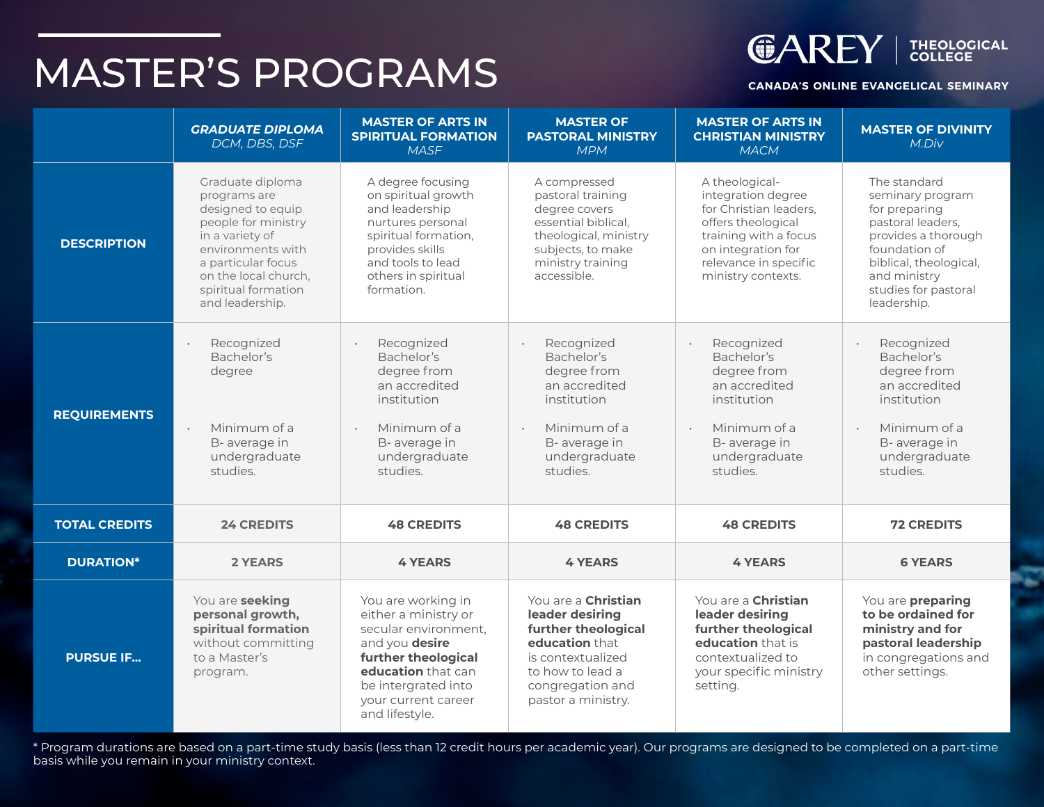# MASTER'S PROGRAMS

CAREY | THEOLOGICAL COLLEGE

CANADA'S ONLINE EVANGELICAL SEMINARY

| | *GRADUATE DIPLOMA* *DCM, DBS, DSF* | MASTER OF ARTS IN SPIRITUAL FORMATION *MASF* | MASTER OF PASTORAL MINISTRY *MPM* | MASTER OF ARTS IN CHRISTIAN MINISTRY *MACM* | MASTER OF DIVINITY *M.Div* |
|---|---|---|---|---|---|
| **DESCRIPTION** | Graduate diploma programs are designed to equip people for ministry in a variety of environments with a particular focus on the local church, spiritual formation and leadership. | A degree focusing on spiritual growth and leadership nurtures personal spiritual formation, provides skills and tools to lead others in spiritual formation. | A compressed pastoral training degree covers essential biblical, theological, ministry subjects, to make ministry training accessible. | A theological-integration degree for Christian leaders, offers theological training with a focus on integration for relevance in specific ministry contexts. | The standard seminary program for preparing pastoral leaders, provides a thorough foundation of biblical, theological, and ministry studies for pastoral leadership. |
| **REQUIREMENTS** | • Recognized Bachelor's degree<br>• Minimum of a B- average in undergraduate studies. | • Recognized Bachelor's degree from an accredited institution<br>• Minimum of a B- average in undergraduate studies. | • Recognized Bachelor's degree from an accredited institution<br>• Minimum of a B- average in undergraduate studies. | • Recognized Bachelor's degree from an accredited institution<br>• Minimum of a B- average in undergraduate studies. | • Recognized Bachelor's degree from an accredited institution<br>• Minimum of a B- average in undergraduate studies. |
| **TOTAL CREDITS** | 24 CREDITS | 48 CREDITS | 48 CREDITS | 48 CREDITS | 72 CREDITS |
| **DURATION*** | 2 YEARS | 4 YEARS | 4 YEARS | 4 YEARS | 6 YEARS |
| **PURSUE IF...** | You are **seeking personal growth, spiritual formation** without committing to a Master's program. | You are working in either a ministry or secular environment, and you **desire further theological education** that can be intergrated into your current career and lifestyle. | You are a **Christian leader desiring further theological education** that is contextualized to how to lead a congregation and pastor a ministry. | You are a **Christian leader desiring further theological education** that is contextualized to your specific ministry setting. | You are **preparing to be ordained for ministry and for pastoral leadership** in congregations and other settings. |

* Program durations are based on a part-time study basis (less than 12 credit hours per academic year). Our programs are designed to be completed on a part-time basis while you remain in your ministry context.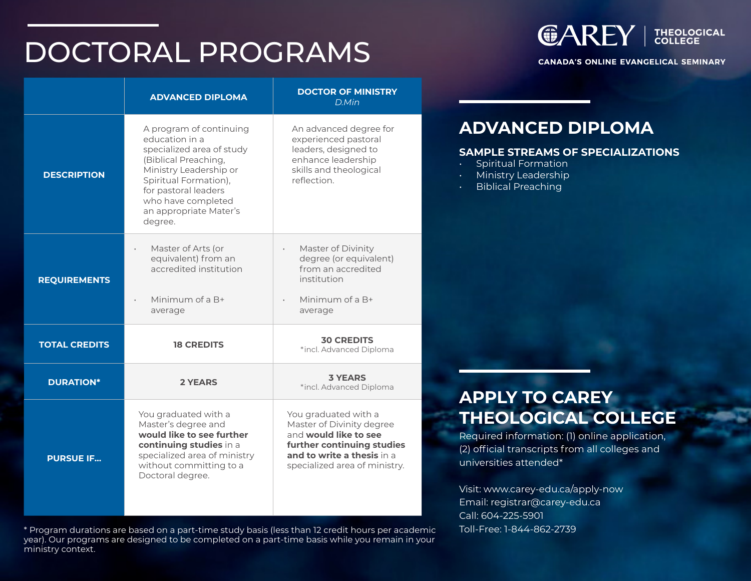# DOCTORAL PROGRAMS

CAREY | THEOLOGICAL COLLEGE

CANADA'S ONLINE EVANGELICAL SEMINARY

| | ADVANCED DIPLOMA | DOCTOR OF MINISTRY *D.Min* |
|---|---|---|
| **DESCRIPTION** | A program of continuing education in a specialized area of study (Biblical Preaching, Ministry Leadership or Spiritual Formation), for pastoral leaders who have completed an appropriate Mater's degree. | An advanced degree for experienced pastoral leaders, designed to enhance leadership skills and theological reflection. |
| **REQUIREMENTS** | • Master of Arts (or equivalent) from an accredited institution<br>• Minimum of a B+ average | • Master of Divinity degree (or equivalent) from an accredited institution<br>• Minimum of a B+ average |
| **TOTAL CREDITS** | **18 CREDITS** | **30 CREDITS** *incl. Advanced Diploma |
| **DURATION*** | **2 YEARS** | **3 YEARS** *incl. Advanced Diploma |
| **PURSUE IF...** | You graduated with a Master's degree and **would like to see further continuing studies** in a specialized area of ministry without committing to a Doctoral degree. | You graduated with a Master of Divinity degree and **would like to see further continuing studies and to write a thesis** in a specialized area of ministry. |

* Program durations are based on a part-time study basis (less than 12 credit hours per academic year). Our programs are designed to be completed on a part-time basis while you remain in your ministry context.

## ADVANCED DIPLOMA

### SAMPLE STREAMS OF SPECIALIZATIONS

- Spiritual Formation
- Ministry Leadership
- Biblical Preaching

## APPLY TO CAREY THEOLOGICAL COLLEGE

Required information: (1) online application, (2) official transcripts from all colleges and universities attended*

Visit: www.carey-edu.ca/apply-now
Email: registrar@carey-edu.ca
Call: 604-225-5901
Toll-Free: 1-844-862-2739